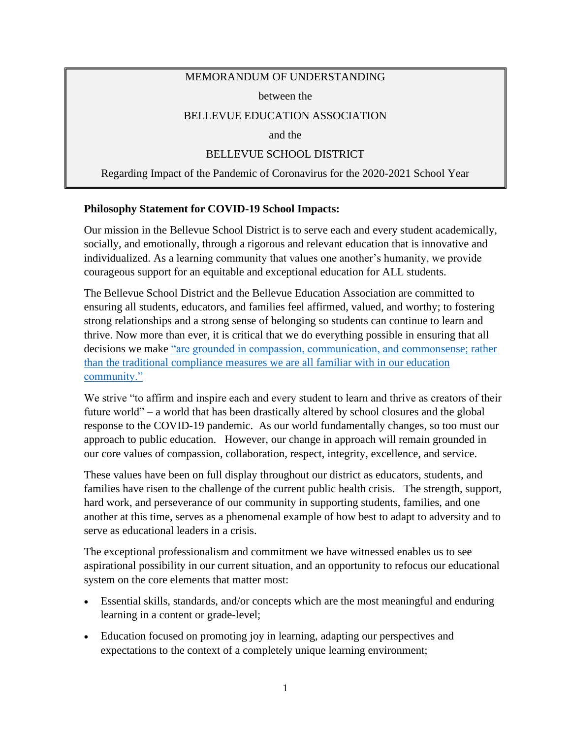MEMORANDUM OF UNDERSTANDING

between the

BELLEVUE EDUCATION ASSOCIATION

and the

BELLEVUE SCHOOL DISTRICT

Regarding Impact of the Pandemic of Coronavirus for the 2020-2021 School Year

**Philosophy Statement for COVID-19 School Impacts:**

Our mission in the Bellevue School District is to serve each and every student academically, socially, and emotionally, through a rigorous and relevant education that is innovative and individualized. As a learning community that values one another's humanity, we provide courageous support for an equitable and exceptional education for ALL students.

The Bellevue School District and the Bellevue Education Association are committed to ensuring all students, educators, and families feel affirmed, valued, and worthy; to fostering strong relationships and a strong sense of belonging so students can continue to learn and thrive. Now more than ever, it is critical that we do everything possible in ensuring that all decisions we make "are grounded in compassion, communication, and commonsense; rather than the traditional compliance measures we are all familiar with in our education community."

We strive "to affirm and inspire each and every student to learn and thrive as creators of their future world" – a world that has been drastically altered by school closures and the global response to the COVID-19 pandemic. As our world fundamentally changes, so too must our approach to public education. However, our change in approach will remain grounded in our core values of compassion, collaboration, respect, integrity, excellence, and service.

These values have been on full display throughout our district as educators, students, and families have risen to the challenge of the current public health crisis. The strength, support, hard work, and perseverance of our community in supporting students, families, and one another at this time, serves as a phenomenal example of how best to adapt to adversity and to serve as educational leaders in a crisis.

The exceptional professionalism and commitment we have witnessed enables us to see aspirational possibility in our current situation, and an opportunity to refocus our educational system on the core elements that matter most:

- Essential skills, standards, and/or concepts which are the most meaningful and enduring learning in a content or grade-level;
- Education focused on promoting joy in learning, adapting our perspectives and expectations to the context of a completely unique learning environment;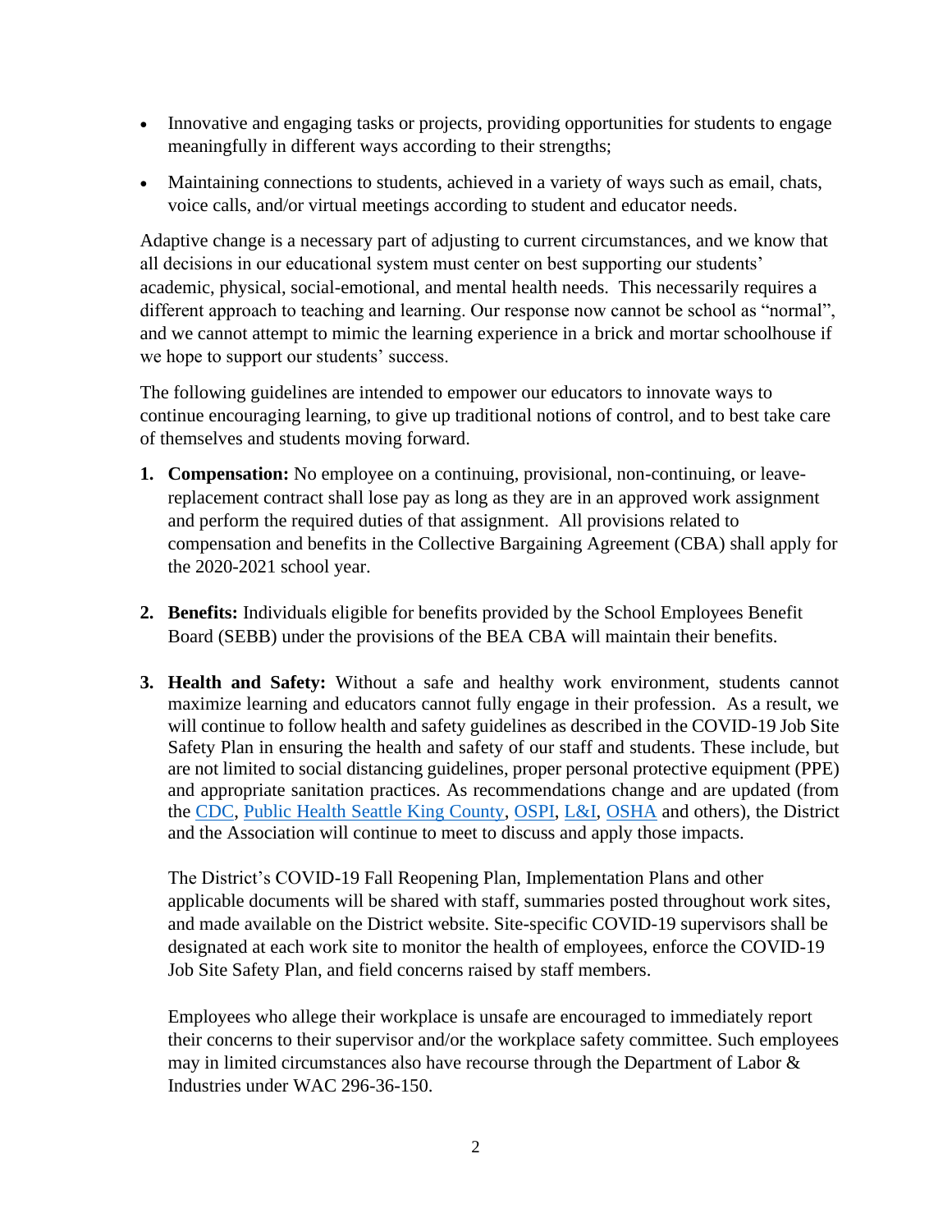- Innovative and engaging tasks or projects, providing opportunities for students to engage meaningfully in different ways according to their strengths;
- Maintaining connections to students, achieved in a variety of ways such as email, chats, voice calls, and/or virtual meetings according to student and educator needs.

Adaptive change is a necessary part of adjusting to current circumstances, and we know that all decisions in our educational system must center on best supporting our students' academic, physical, social-emotional, and mental health needs. This necessarily requires a different approach to teaching and learning. Our response now cannot be school as "normal", and we cannot attempt to mimic the learning experience in a brick and mortar schoolhouse if we hope to support our students' success.

The following guidelines are intended to empower our educators to innovate ways to continue encouraging learning, to give up traditional notions of control, and to best take care of themselves and students moving forward.

1. **Compensation:** No employee on a continuing, provisional, non-continuing, or leave-replacement contract shall lose pay as long as they are in an approved work assignment and perform the required duties of that assignment. All provisions related to compensation and benefits in the Collective Bargaining Agreement (CBA) shall apply for the 2020-2021 school year.

2. **Benefits:** Individuals eligible for benefits provided by the School Employees Benefit Board (SEBB) under the provisions of the BEA CBA will maintain their benefits.

3. **Health and Safety:** Without a safe and healthy work environment, students cannot maximize learning and educators cannot fully engage in their profession. As a result, we will continue to follow health and safety guidelines as described in the COVID-19 Job Site Safety Plan in ensuring the health and safety of our staff and students. These include, but are not limited to social distancing guidelines, proper personal protective equipment (PPE) and appropriate sanitation practices. As recommendations change and are updated (from the CDC, Public Health Seattle King County, OSPI, L&I, OSHA and others), the District and the Association will continue to meet to discuss and apply those impacts.

   The District's COVID-19 Fall Reopening Plan, Implementation Plans and other applicable documents will be shared with staff, summaries posted throughout work sites, and made available on the District website. Site-specific COVID-19 supervisors shall be designated at each work site to monitor the health of employees, enforce the COVID-19 Job Site Safety Plan, and field concerns raised by staff members.

   Employees who allege their workplace is unsafe are encouraged to immediately report their concerns to their supervisor and/or the workplace safety committee. Such employees may in limited circumstances also have recourse through the Department of Labor & Industries under WAC 296-36-150.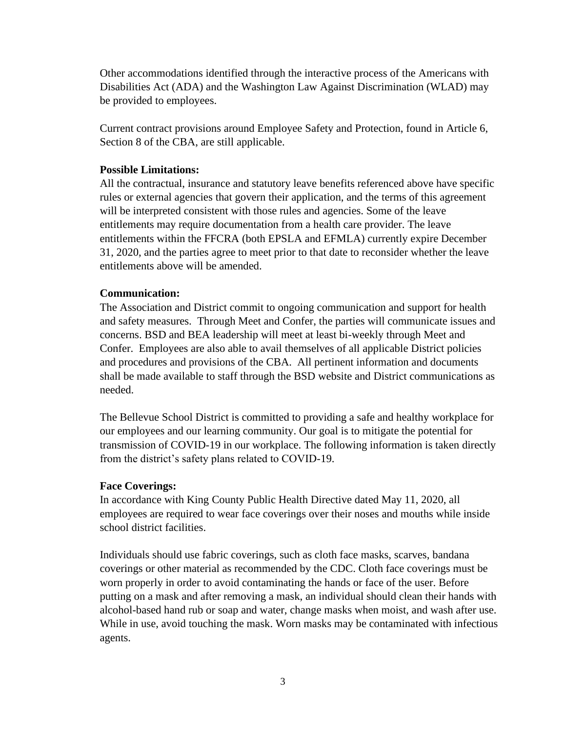Other accommodations identified through the interactive process of the Americans with Disabilities Act (ADA) and the Washington Law Against Discrimination (WLAD) may be provided to employees.

Current contract provisions around Employee Safety and Protection, found in Article 6, Section 8 of the CBA, are still applicable.

**Possible Limitations:**
All the contractual, insurance and statutory leave benefits referenced above have specific rules or external agencies that govern their application, and the terms of this agreement will be interpreted consistent with those rules and agencies. Some of the leave entitlements may require documentation from a health care provider. The leave entitlements within the FFCRA (both EPSLA and EFMLA) currently expire December 31, 2020, and the parties agree to meet prior to that date to reconsider whether the leave entitlements above will be amended.

**Communication:**
The Association and District commit to ongoing communication and support for health and safety measures. Through Meet and Confer, the parties will communicate issues and concerns. BSD and BEA leadership will meet at least bi-weekly through Meet and Confer. Employees are also able to avail themselves of all applicable District policies and procedures and provisions of the CBA. All pertinent information and documents shall be made available to staff through the BSD website and District communications as needed.

The Bellevue School District is committed to providing a safe and healthy workplace for our employees and our learning community. Our goal is to mitigate the potential for transmission of COVID-19 in our workplace. The following information is taken directly from the district's safety plans related to COVID-19.

**Face Coverings:**
In accordance with King County Public Health Directive dated May 11, 2020, all employees are required to wear face coverings over their noses and mouths while inside school district facilities.

Individuals should use fabric coverings, such as cloth face masks, scarves, bandana coverings or other material as recommended by the CDC. Cloth face coverings must be worn properly in order to avoid contaminating the hands or face of the user. Before putting on a mask and after removing a mask, an individual should clean their hands with alcohol-based hand rub or soap and water, change masks when moist, and wash after use. While in use, avoid touching the mask. Worn masks may be contaminated with infectious agents.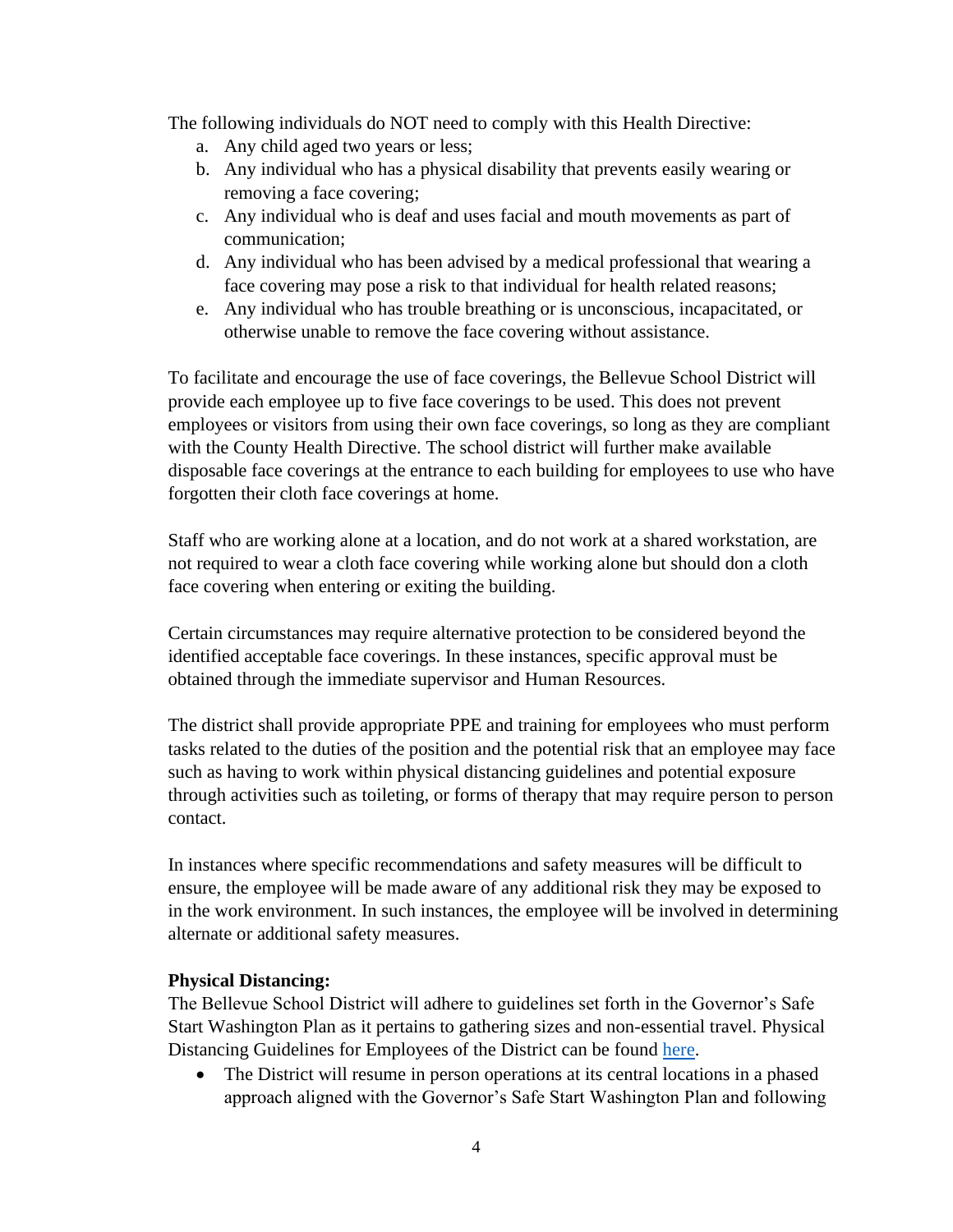The following individuals do NOT need to comply with this Health Directive:

a. Any child aged two years or less;
b. Any individual who has a physical disability that prevents easily wearing or removing a face covering;
c. Any individual who is deaf and uses facial and mouth movements as part of communication;
d. Any individual who has been advised by a medical professional that wearing a face covering may pose a risk to that individual for health related reasons;
e. Any individual who has trouble breathing or is unconscious, incapacitated, or otherwise unable to remove the face covering without assistance.

To facilitate and encourage the use of face coverings, the Bellevue School District will provide each employee up to five face coverings to be used. This does not prevent employees or visitors from using their own face coverings, so long as they are compliant with the County Health Directive. The school district will further make available disposable face coverings at the entrance to each building for employees to use who have forgotten their cloth face coverings at home.

Staff who are working alone at a location, and do not work at a shared workstation, are not required to wear a cloth face covering while working alone but should don a cloth face covering when entering or exiting the building.

Certain circumstances may require alternative protection to be considered beyond the identified acceptable face coverings. In these instances, specific approval must be obtained through the immediate supervisor and Human Resources.

The district shall provide appropriate PPE and training for employees who must perform tasks related to the duties of the position and the potential risk that an employee may face such as having to work within physical distancing guidelines and potential exposure through activities such as toileting, or forms of therapy that may require person to person contact.

In instances where specific recommendations and safety measures will be difficult to ensure, the employee will be made aware of any additional risk they may be exposed to in the work environment. In such instances, the employee will be involved in determining alternate or additional safety measures.

**Physical Distancing:**

The Bellevue School District will adhere to guidelines set forth in the Governor's Safe Start Washington Plan as it pertains to gathering sizes and non-essential travel. Physical Distancing Guidelines for Employees of the District can be found here.

- The District will resume in person operations at its central locations in a phased approach aligned with the Governor's Safe Start Washington Plan and following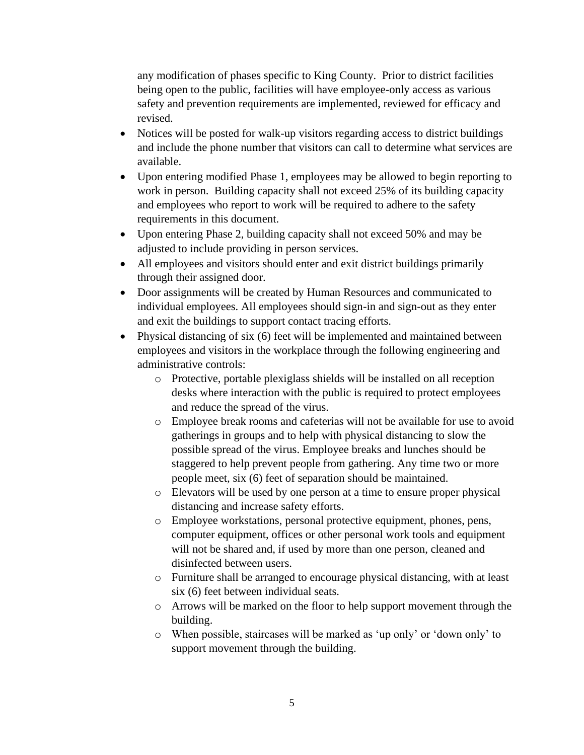any modification of phases specific to King County. Prior to district facilities being open to the public, facilities will have employee-only access as various safety and prevention requirements are implemented, reviewed for efficacy and revised.

- Notices will be posted for walk-up visitors regarding access to district buildings and include the phone number that visitors can call to determine what services are available.
- Upon entering modified Phase 1, employees may be allowed to begin reporting to work in person. Building capacity shall not exceed 25% of its building capacity and employees who report to work will be required to adhere to the safety requirements in this document.
- Upon entering Phase 2, building capacity shall not exceed 50% and may be adjusted to include providing in person services.
- All employees and visitors should enter and exit district buildings primarily through their assigned door.
- Door assignments will be created by Human Resources and communicated to individual employees. All employees should sign-in and sign-out as they enter and exit the buildings to support contact tracing efforts.
- Physical distancing of six (6) feet will be implemented and maintained between employees and visitors in the workplace through the following engineering and administrative controls:
    - Protective, portable plexiglass shields will be installed on all reception desks where interaction with the public is required to protect employees and reduce the spread of the virus.
    - Employee break rooms and cafeterias will not be available for use to avoid gatherings in groups and to help with physical distancing to slow the possible spread of the virus. Employee breaks and lunches should be staggered to help prevent people from gathering. Any time two or more people meet, six (6) feet of separation should be maintained.
    - Elevators will be used by one person at a time to ensure proper physical distancing and increase safety efforts.
    - Employee workstations, personal protective equipment, phones, pens, computer equipment, offices or other personal work tools and equipment will not be shared and, if used by more than one person, cleaned and disinfected between users.
    - Furniture shall be arranged to encourage physical distancing, with at least six (6) feet between individual seats.
    - Arrows will be marked on the floor to help support movement through the building.
    - When possible, staircases will be marked as 'up only' or 'down only' to support movement through the building.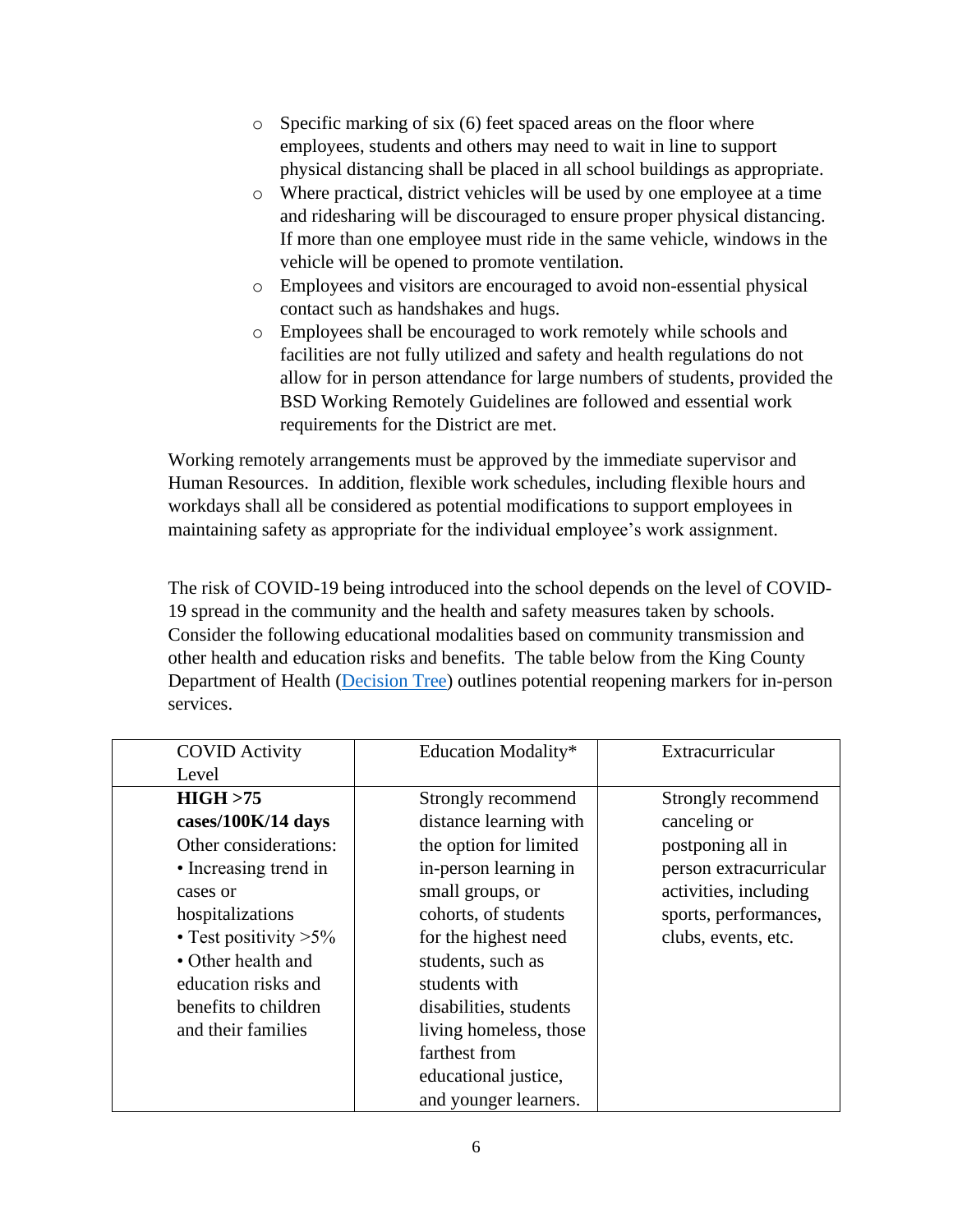- Specific marking of six (6) feet spaced areas on the floor where employees, students and others may need to wait in line to support physical distancing shall be placed in all school buildings as appropriate.
- Where practical, district vehicles will be used by one employee at a time and ridesharing will be discouraged to ensure proper physical distancing. If more than one employee must ride in the same vehicle, windows in the vehicle will be opened to promote ventilation.
- Employees and visitors are encouraged to avoid non-essential physical contact such as handshakes and hugs.
- Employees shall be encouraged to work remotely while schools and facilities are not fully utilized and safety and health regulations do not allow for in person attendance for large numbers of students, provided the BSD Working Remotely Guidelines are followed and essential work requirements for the District are met.

Working remotely arrangements must be approved by the immediate supervisor and Human Resources. In addition, flexible work schedules, including flexible hours and workdays shall all be considered as potential modifications to support employees in maintaining safety as appropriate for the individual employee's work assignment.

The risk of COVID-19 being introduced into the school depends on the level of COVID-19 spread in the community and the health and safety measures taken by schools. Consider the following educational modalities based on community transmission and other health and education risks and benefits. The table below from the King County Department of Health (Decision Tree) outlines potential reopening markers for in-person services.

| COVID Activity Level | Education Modality* | Extracurricular |
|---|---|---|
| **HIGH >75 cases/100K/14 days**<br>Other considerations:<br>• Increasing trend in cases or hospitalizations<br>• Test positivity >5%<br>• Other health and education risks and benefits to children and their families | Strongly recommend distance learning with the option for limited in-person learning in small groups, or cohorts, of students for the highest need students, such as students with disabilities, students living homeless, those farthest from educational justice, and younger learners. | Strongly recommend canceling or postponing all in person extracurricular activities, including sports, performances, clubs, events, etc. |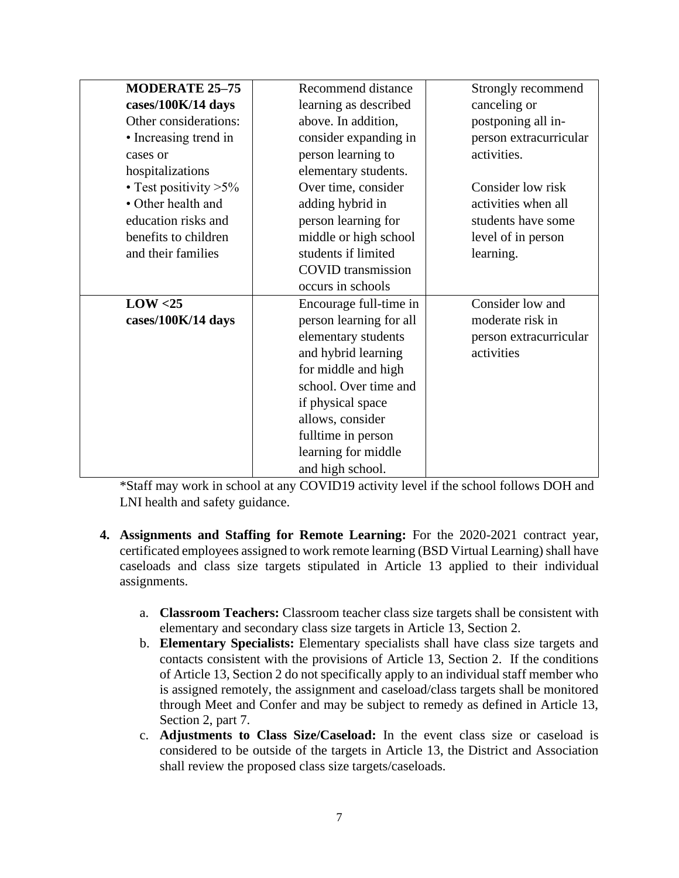| | | |
|---|---|---|
| **MODERATE 25–75 cases/100K/14 days**<br>Other considerations:<br>• Increasing trend in cases or hospitalizations<br>• Test positivity >5%<br>• Other health and education risks and benefits to children and their families | Recommend distance learning as described above. In addition, consider expanding in person learning to elementary students. Over time, consider adding hybrid in person learning for middle or high school students if limited COVID transmission occurs in schools | Strongly recommend canceling or postponing all in-person extracurricular activities.<br><br>Consider low risk activities when all students have some level of in person learning. |
| **LOW <25 cases/100K/14 days** | Encourage full-time in person learning for all elementary students and hybrid learning for middle and high school. Over time and if physical space allows, consider fulltime in person learning for middle and high school. | Consider low and moderate risk in person extracurricular activities |

*Staff may work in school at any COVID19 activity level if the school follows DOH and LNI health and safety guidance.

4. **Assignments and Staffing for Remote Learning:** For the 2020-2021 contract year, certificated employees assigned to work remote learning (BSD Virtual Learning) shall have caseloads and class size targets stipulated in Article 13 applied to their individual assignments.

   a. **Classroom Teachers:** Classroom teacher class size targets shall be consistent with elementary and secondary class size targets in Article 13, Section 2.

   b. **Elementary Specialists:** Elementary specialists shall have class size targets and contacts consistent with the provisions of Article 13, Section 2. If the conditions of Article 13, Section 2 do not specifically apply to an individual staff member who is assigned remotely, the assignment and caseload/class targets shall be monitored through Meet and Confer and may be subject to remedy as defined in Article 13, Section 2, part 7.

   c. **Adjustments to Class Size/Caseload:** In the event class size or caseload is considered to be outside of the targets in Article 13, the District and Association shall review the proposed class size targets/caseloads.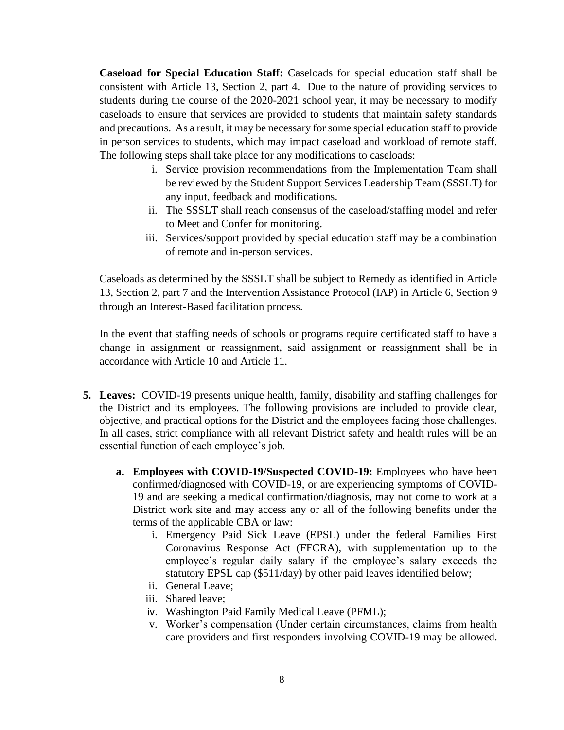**Caseload for Special Education Staff:** Caseloads for special education staff shall be consistent with Article 13, Section 2, part 4. Due to the nature of providing services to students during the course of the 2020-2021 school year, it may be necessary to modify caseloads to ensure that services are provided to students that maintain safety standards and precautions. As a result, it may be necessary for some special education staff to provide in person services to students, which may impact caseload and workload of remote staff. The following steps shall take place for any modifications to caseloads:

i. Service provision recommendations from the Implementation Team shall be reviewed by the Student Support Services Leadership Team (SSSLT) for any input, feedback and modifications.
ii. The SSSLT shall reach consensus of the caseload/staffing model and refer to Meet and Confer for monitoring.
iii. Services/support provided by special education staff may be a combination of remote and in-person services.

Caseloads as determined by the SSSLT shall be subject to Remedy as identified in Article 13, Section 2, part 7 and the Intervention Assistance Protocol (IAP) in Article 6, Section 9 through an Interest-Based facilitation process.

In the event that staffing needs of schools or programs require certificated staff to have a change in assignment or reassignment, said assignment or reassignment shall be in accordance with Article 10 and Article 11.

5. **Leaves:** COVID-19 presents unique health, family, disability and staffing challenges for the District and its employees. The following provisions are included to provide clear, objective, and practical options for the District and the employees facing those challenges. In all cases, strict compliance with all relevant District safety and health rules will be an essential function of each employee's job.

   a. **Employees with COVID-19/Suspected COVID-19:** Employees who have been confirmed/diagnosed with COVID-19, or are experiencing symptoms of COVID-19 and are seeking a medical confirmation/diagnosis, may not come to work at a District work site and may access any or all of the following benefits under the terms of the applicable CBA or law:

      i. Emergency Paid Sick Leave (EPSL) under the federal Families First Coronavirus Response Act (FFCRA), with supplementation up to the employee's regular daily salary if the employee's salary exceeds the statutory EPSL cap ($511/day) by other paid leaves identified below;
      ii. General Leave;
      iii. Shared leave;
      iv. Washington Paid Family Medical Leave (PFML);
      v. Worker's compensation (Under certain circumstances, claims from health care providers and first responders involving COVID-19 may be allowed.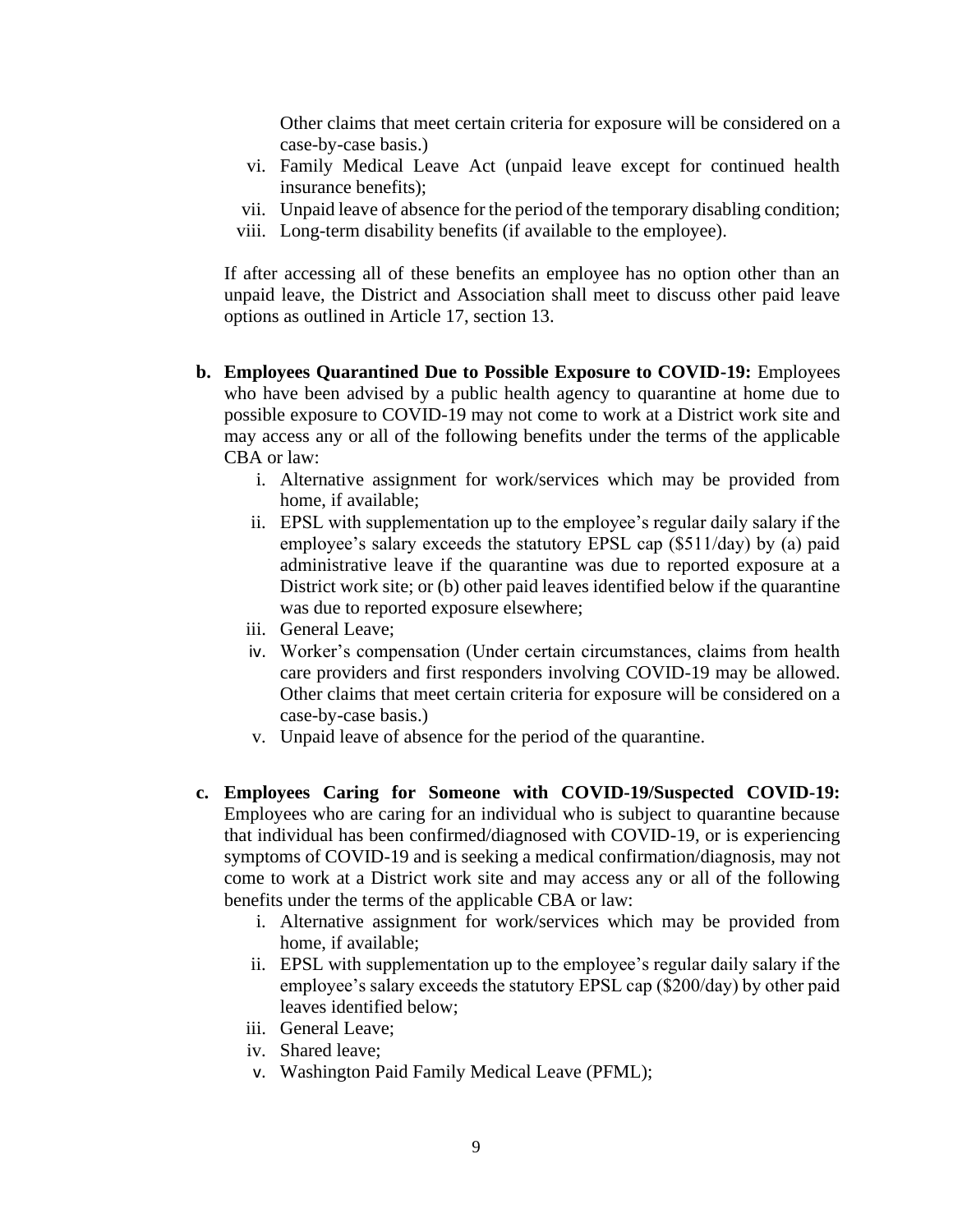Other claims that meet certain criteria for exposure will be considered on a case-by-case basis.)

vi. Family Medical Leave Act (unpaid leave except for continued health insurance benefits);

vii. Unpaid leave of absence for the period of the temporary disabling condition;

viii. Long-term disability benefits (if available to the employee).

If after accessing all of these benefits an employee has no option other than an unpaid leave, the District and Association shall meet to discuss other paid leave options as outlined in Article 17, section 13.

**b. Employees Quarantined Due to Possible Exposure to COVID-19:** Employees who have been advised by a public health agency to quarantine at home due to possible exposure to COVID-19 may not come to work at a District work site and may access any or all of the following benefits under the terms of the applicable CBA or law:

i. Alternative assignment for work/services which may be provided from home, if available;

ii. EPSL with supplementation up to the employee's regular daily salary if the employee's salary exceeds the statutory EPSL cap ($511/day) by (a) paid administrative leave if the quarantine was due to reported exposure at a District work site; or (b) other paid leaves identified below if the quarantine was due to reported exposure elsewhere;

iii. General Leave;

iv. Worker's compensation (Under certain circumstances, claims from health care providers and first responders involving COVID-19 may be allowed. Other claims that meet certain criteria for exposure will be considered on a case-by-case basis.)

v. Unpaid leave of absence for the period of the quarantine.

**c. Employees Caring for Someone with COVID-19/Suspected COVID-19:** Employees who are caring for an individual who is subject to quarantine because that individual has been confirmed/diagnosed with COVID-19, or is experiencing symptoms of COVID-19 and is seeking a medical confirmation/diagnosis, may not come to work at a District work site and may access any or all of the following benefits under the terms of the applicable CBA or law:

i. Alternative assignment for work/services which may be provided from home, if available;

ii. EPSL with supplementation up to the employee's regular daily salary if the employee's salary exceeds the statutory EPSL cap ($200/day) by other paid leaves identified below;

iii. General Leave;

iv. Shared leave;

v. Washington Paid Family Medical Leave (PFML);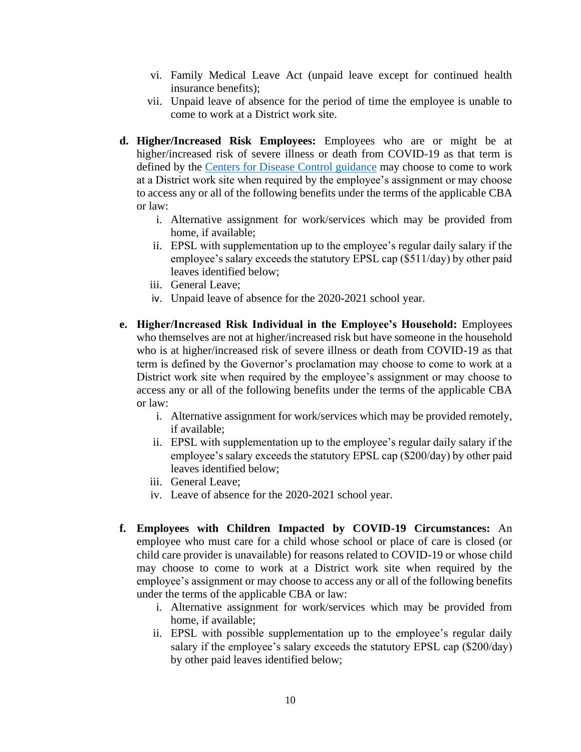vi. Family Medical Leave Act (unpaid leave except for continued health insurance benefits);

vii. Unpaid leave of absence for the period of time the employee is unable to come to work at a District work site.

**d. Higher/Increased Risk Employees:** Employees who are or might be at higher/increased risk of severe illness or death from COVID-19 as that term is defined by the [Centers for Disease Control guidance]() may choose to come to work at a District work site when required by the employee's assignment or may choose to access any or all of the following benefits under the terms of the applicable CBA or law:

  i. Alternative assignment for work/services which may be provided from home, if available;
  
  ii. EPSL with supplementation up to the employee's regular daily salary if the employee's salary exceeds the statutory EPSL cap ($511/day) by other paid leaves identified below;
  
  iii. General Leave;
  
  iv. Unpaid leave of absence for the 2020-2021 school year.

**e. Higher/Increased Risk Individual in the Employee's Household:** Employees who themselves are not at higher/increased risk but have someone in the household who is at higher/increased risk of severe illness or death from COVID-19 as that term is defined by the Governor's proclamation may choose to come to work at a District work site when required by the employee's assignment or may choose to access any or all of the following benefits under the terms of the applicable CBA or law:

  i. Alternative assignment for work/services which may be provided remotely, if available;
  
  ii. EPSL with supplementation up to the employee's regular daily salary if the employee's salary exceeds the statutory EPSL cap ($200/day) by other paid leaves identified below;
  
  iii. General Leave;
  
  iv. Leave of absence for the 2020-2021 school year.

**f. Employees with Children Impacted by COVID-19 Circumstances:** An employee who must care for a child whose school or place of care is closed (or child care provider is unavailable) for reasons related to COVID-19 or whose child may choose to come to work at a District work site when required by the employee's assignment or may choose to access any or all of the following benefits under the terms of the applicable CBA or law:

  i. Alternative assignment for work/services which may be provided from home, if available;
  
  ii. EPSL with possible supplementation up to the employee's regular daily salary if the employee's salary exceeds the statutory EPSL cap ($200/day) by other paid leaves identified below;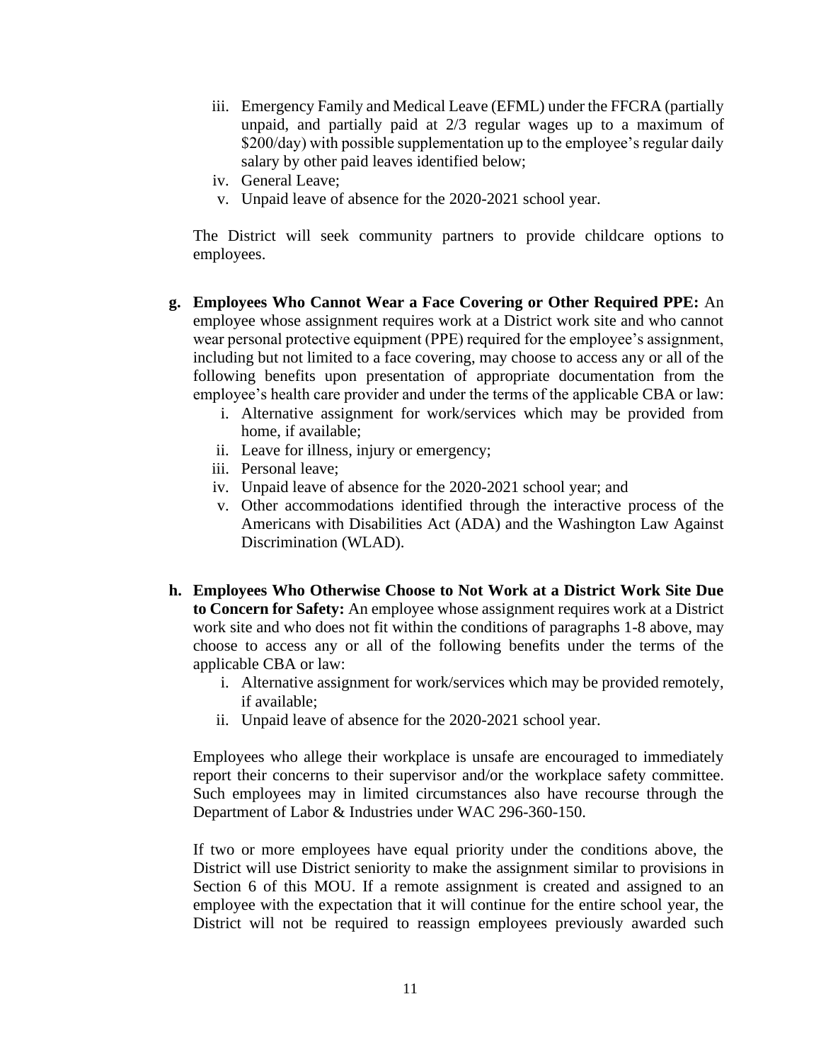- iii. Emergency Family and Medical Leave (EFML) under the FFCRA (partially unpaid, and partially paid at 2/3 regular wages up to a maximum of $200/day) with possible supplementation up to the employee's regular daily salary by other paid leaves identified below;
- iv. General Leave;
- v. Unpaid leave of absence for the 2020-2021 school year.

The District will seek community partners to provide childcare options to employees.

**g. Employees Who Cannot Wear a Face Covering or Other Required PPE:** An employee whose assignment requires work at a District work site and who cannot wear personal protective equipment (PPE) required for the employee's assignment, including but not limited to a face covering, may choose to access any or all of the following benefits upon presentation of appropriate documentation from the employee's health care provider and under the terms of the applicable CBA or law:

- i. Alternative assignment for work/services which may be provided from home, if available;
- ii. Leave for illness, injury or emergency;
- iii. Personal leave;
- iv. Unpaid leave of absence for the 2020-2021 school year; and
- v. Other accommodations identified through the interactive process of the Americans with Disabilities Act (ADA) and the Washington Law Against Discrimination (WLAD).

**h. Employees Who Otherwise Choose to Not Work at a District Work Site Due to Concern for Safety:** An employee whose assignment requires work at a District work site and who does not fit within the conditions of paragraphs 1-8 above, may choose to access any or all of the following benefits under the terms of the applicable CBA or law:

- i. Alternative assignment for work/services which may be provided remotely, if available;
- ii. Unpaid leave of absence for the 2020-2021 school year.

Employees who allege their workplace is unsafe are encouraged to immediately report their concerns to their supervisor and/or the workplace safety committee. Such employees may in limited circumstances also have recourse through the Department of Labor & Industries under WAC 296-360-150.

If two or more employees have equal priority under the conditions above, the District will use District seniority to make the assignment similar to provisions in Section 6 of this MOU. If a remote assignment is created and assigned to an employee with the expectation that it will continue for the entire school year, the District will not be required to reassign employees previously awarded such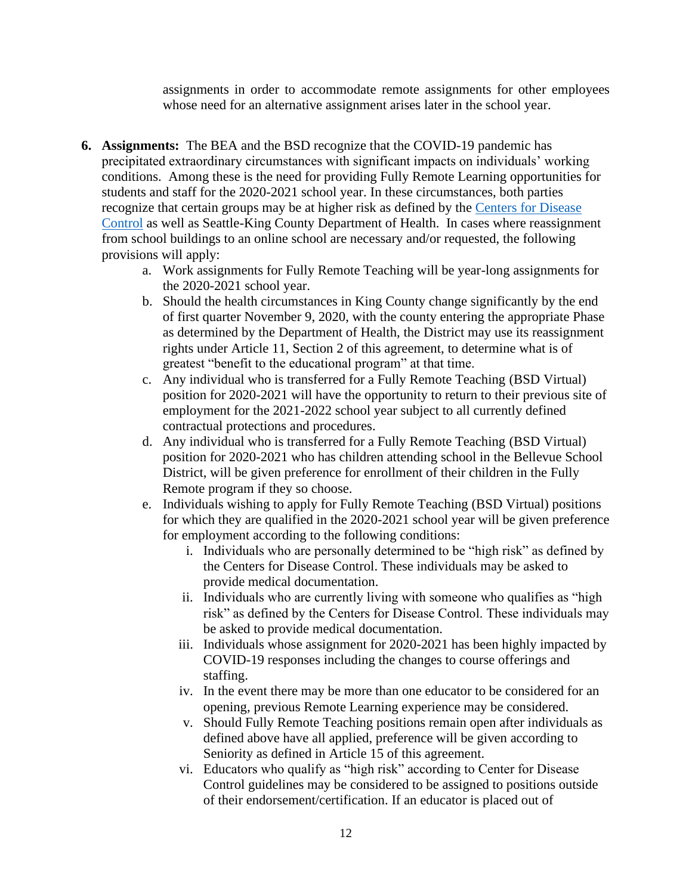assignments in order to accommodate remote assignments for other employees whose need for an alternative assignment arises later in the school year.

6. **Assignments:** The BEA and the BSD recognize that the COVID-19 pandemic has precipitated extraordinary circumstances with significant impacts on individuals' working conditions. Among these is the need for providing Fully Remote Learning opportunities for students and staff for the 2020-2021 school year. In these circumstances, both parties recognize that certain groups may be at higher risk as defined by the Centers for Disease Control as well as Seattle-King County Department of Health. In cases where reassignment from school buildings to an online school are necessary and/or requested, the following provisions will apply:
   a. Work assignments for Fully Remote Teaching will be year-long assignments for the 2020-2021 school year.
   b. Should the health circumstances in King County change significantly by the end of first quarter November 9, 2020, with the county entering the appropriate Phase as determined by the Department of Health, the District may use its reassignment rights under Article 11, Section 2 of this agreement, to determine what is of greatest "benefit to the educational program" at that time.
   c. Any individual who is transferred for a Fully Remote Teaching (BSD Virtual) position for 2020-2021 will have the opportunity to return to their previous site of employment for the 2021-2022 school year subject to all currently defined contractual protections and procedures.
   d. Any individual who is transferred for a Fully Remote Teaching (BSD Virtual) position for 2020-2021 who has children attending school in the Bellevue School District, will be given preference for enrollment of their children in the Fully Remote program if they so choose.
   e. Individuals wishing to apply for Fully Remote Teaching (BSD Virtual) positions for which they are qualified in the 2020-2021 school year will be given preference for employment according to the following conditions:
      i. Individuals who are personally determined to be "high risk" as defined by the Centers for Disease Control. These individuals may be asked to provide medical documentation.
      ii. Individuals who are currently living with someone who qualifies as "high risk" as defined by the Centers for Disease Control. These individuals may be asked to provide medical documentation.
      iii. Individuals whose assignment for 2020-2021 has been highly impacted by COVID-19 responses including the changes to course offerings and staffing.
      iv. In the event there may be more than one educator to be considered for an opening, previous Remote Learning experience may be considered.
      v. Should Fully Remote Teaching positions remain open after individuals as defined above have all applied, preference will be given according to Seniority as defined in Article 15 of this agreement.
      vi. Educators who qualify as "high risk" according to Center for Disease Control guidelines may be considered to be assigned to positions outside of their endorsement/certification. If an educator is placed out of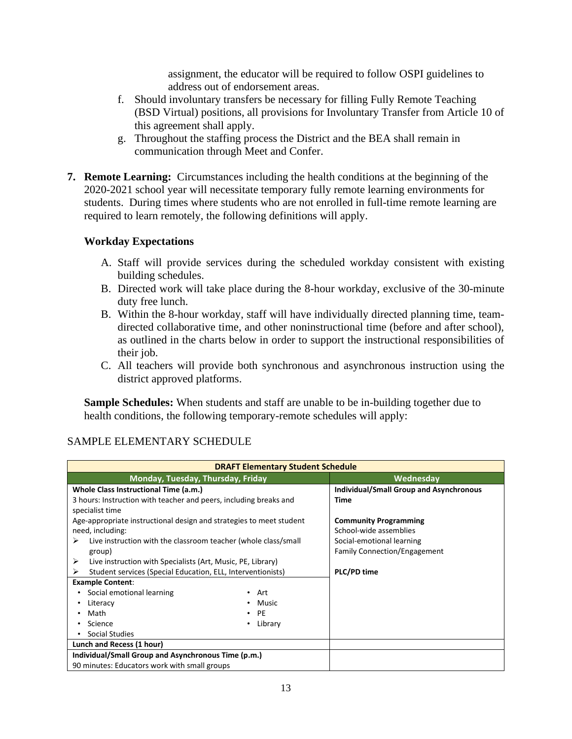assignment, the educator will be required to follow OSPI guidelines to address out of endorsement areas.

f. Should involuntary transfers be necessary for filling Fully Remote Teaching (BSD Virtual) positions, all provisions for Involuntary Transfer from Article 10 of this agreement shall apply.

g. Throughout the staffing process the District and the BEA shall remain in communication through Meet and Confer.

**7. Remote Learning:** Circumstances including the health conditions at the beginning of the 2020-2021 school year will necessitate temporary fully remote learning environments for students. During times where students who are not enrolled in full-time remote learning are required to learn remotely, the following definitions will apply.

### Workday Expectations

A. Staff will provide services during the scheduled workday consistent with existing building schedules.

B. Directed work will take place during the 8-hour workday, exclusive of the 30-minute duty free lunch.

B. Within the 8-hour workday, staff will have individually directed planning time, team-directed collaborative time, and other noninstructional time (before and after school), as outlined in the charts below in order to support the instructional responsibilities of their job.

C. All teachers will provide both synchronous and asynchronous instruction using the district approved platforms.

**Sample Schedules:** When students and staff are unable to be in-building together due to health conditions, the following temporary-remote schedules will apply:

SAMPLE ELEMENTARY SCHEDULE

| **DRAFT Elementary Student Schedule** | |
|---|---|
| **Monday, Tuesday, Thursday, Friday** | **Wednesday** |
| **Whole Class Instructional Time (a.m.)**<br>3 hours: Instruction with teacher and peers, including breaks and specialist time<br>Age-appropriate instructional design and strategies to meet student need, including:<br>➢ Live instruction with the classroom teacher (whole class/small group)<br>➢ Live instruction with Specialists (Art, Music, PE, Library)<br>➢ Student services (Special Education, ELL, Interventionists) | **Individual/Small Group and Asynchronous Time**<br><br>**Community Programming**<br>School-wide assemblies<br>Social-emotional learning<br>Family Connection/Engagement<br><br>**PLC/PD time** |
| **Example Content**:<br>• Social emotional learning<br>• Literacy<br>• Math<br>• Science<br>• Social Studies<br>• Art<br>• Music<br>• PE<br>• Library | |
| **Lunch and Recess (1 hour)** | |
| **Individual/Small Group and Asynchronous Time (p.m.)**<br>90 minutes: Educators work with small groups | |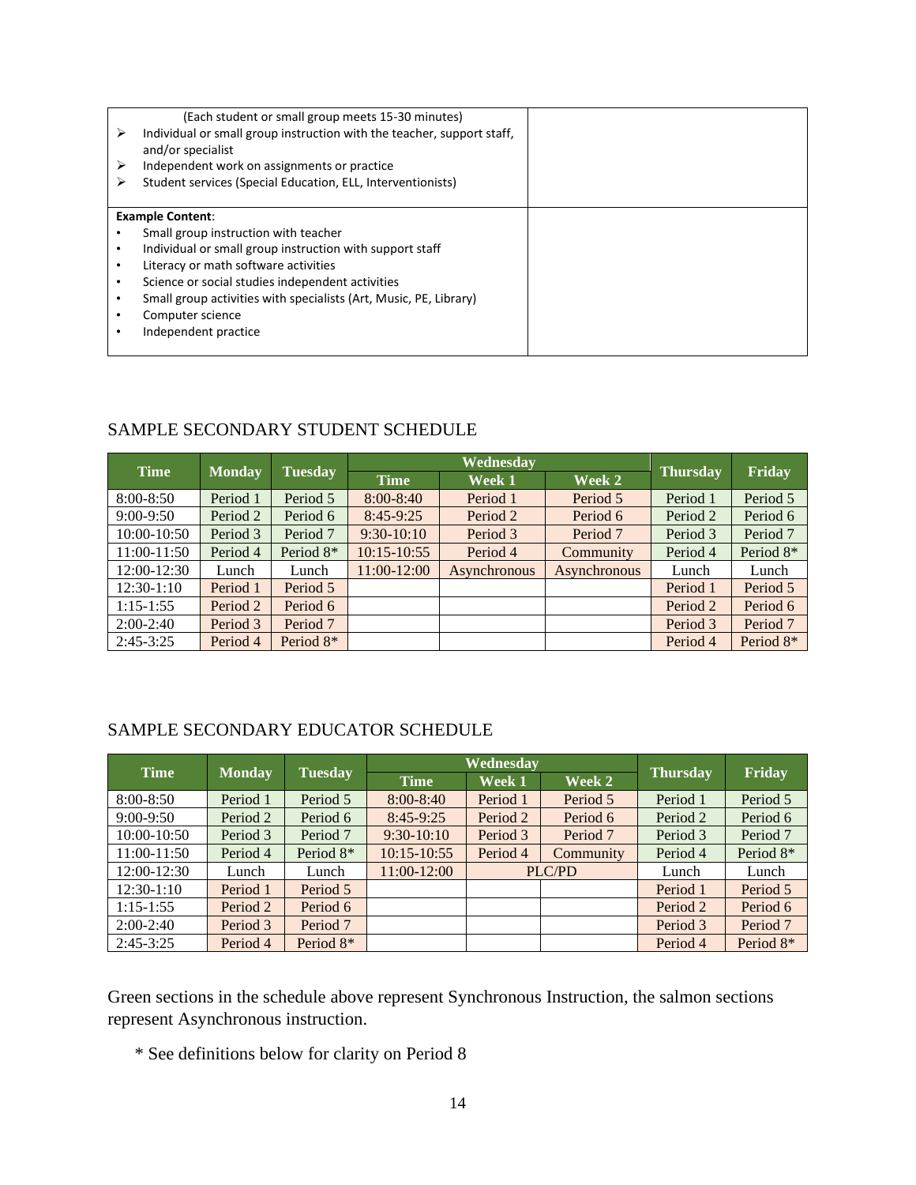| | |
|---|---|
| (Each student or small group meets 15-30 minutes)<br>➢ Individual or small group instruction with the teacher, support staff, and/or specialist<br>➢ Independent work on assignments or practice<br>➢ Student services (Special Education, ELL, Interventionists) | |
| **Example Content**:<br>• Small group instruction with teacher<br>• Individual or small group instruction with support staff<br>• Literacy or math software activities<br>• Science or social studies independent activities<br>• Small group activities with specialists (Art, Music, PE, Library)<br>• Computer science<br>• Independent practice | |

SAMPLE SECONDARY STUDENT SCHEDULE

| Time | Monday | Tuesday | Wednesday | | | Thursday | Friday |
|---|---|---|---|---|---|---|---|
| | | | Time | Week 1 | Week 2 | | |
| 8:00-8:50 | Period 1 | Period 5 | 8:00-8:40 | Period 1 | Period 5 | Period 1 | Period 5 |
| 9:00-9:50 | Period 2 | Period 6 | 8:45-9:25 | Period 2 | Period 6 | Period 2 | Period 6 |
| 10:00-10:50 | Period 3 | Period 7 | 9:30-10:10 | Period 3 | Period 7 | Period 3 | Period 7 |
| 11:00-11:50 | Period 4 | Period 8* | 10:15-10:55 | Period 4 | Community | Period 4 | Period 8* |
| 12:00-12:30 | Lunch | Lunch | 11:00-12:00 | Asynchronous | Asynchronous | Lunch | Lunch |
| 12:30-1:10 | Period 1 | Period 5 | | | | Period 1 | Period 5 |
| 1:15-1:55 | Period 2 | Period 6 | | | | Period 2 | Period 6 |
| 2:00-2:40 | Period 3 | Period 7 | | | | Period 3 | Period 7 |
| 2:45-3:25 | Period 4 | Period 8* | | | | Period 4 | Period 8* |

SAMPLE SECONDARY EDUCATOR SCHEDULE

| Time | Monday | Tuesday | Wednesday | | | Thursday | Friday |
|---|---|---|---|---|---|---|---|
| | | | Time | Week 1 | Week 2 | | |
| 8:00-8:50 | Period 1 | Period 5 | 8:00-8:40 | Period 1 | Period 5 | Period 1 | Period 5 |
| 9:00-9:50 | Period 2 | Period 6 | 8:45-9:25 | Period 2 | Period 6 | Period 2 | Period 6 |
| 10:00-10:50 | Period 3 | Period 7 | 9:30-10:10 | Period 3 | Period 7 | Period 3 | Period 7 |
| 11:00-11:50 | Period 4 | Period 8* | 10:15-10:55 | Period 4 | Community | Period 4 | Period 8* |
| 12:00-12:30 | Lunch | Lunch | 11:00-12:00 | PLC/PD | | Lunch | Lunch |
| 12:30-1:10 | Period 1 | Period 5 | | | | Period 1 | Period 5 |
| 1:15-1:55 | Period 2 | Period 6 | | | | Period 2 | Period 6 |
| 2:00-2:40 | Period 3 | Period 7 | | | | Period 3 | Period 7 |
| 2:45-3:25 | Period 4 | Period 8* | | | | Period 4 | Period 8* |

Green sections in the schedule above represent Synchronous Instruction, the salmon sections represent Asynchronous instruction.

\* See definitions below for clarity on Period 8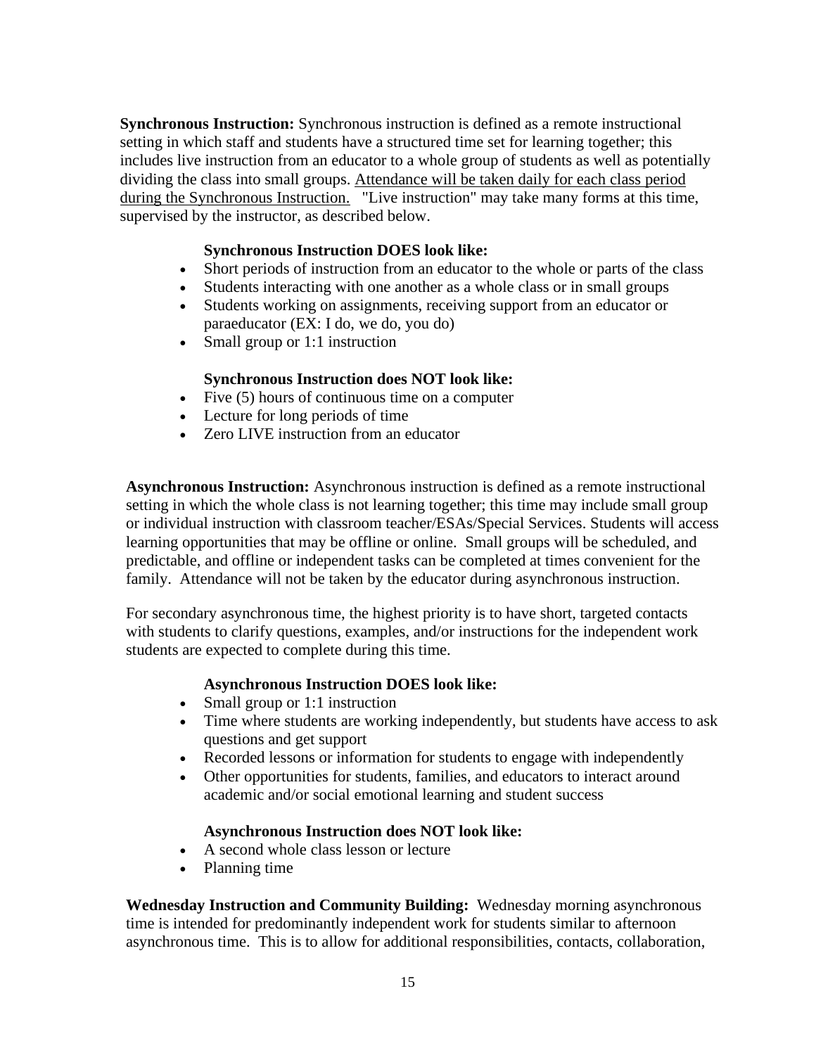**Synchronous Instruction:** Synchronous instruction is defined as a remote instructional setting in which staff and students have a structured time set for learning together; this includes live instruction from an educator to a whole group of students as well as potentially dividing the class into small groups. <u>Attendance will be taken daily for each class period during the Synchronous Instruction.</u> "Live instruction" may take many forms at this time, supervised by the instructor, as described below.

**Synchronous Instruction DOES look like:**

- Short periods of instruction from an educator to the whole or parts of the class
- Students interacting with one another as a whole class or in small groups
- Students working on assignments, receiving support from an educator or paraeducator (EX: I do, we do, you do)
- Small group or 1:1 instruction

**Synchronous Instruction does NOT look like:**

- Five (5) hours of continuous time on a computer
- Lecture for long periods of time
- Zero LIVE instruction from an educator

**Asynchronous Instruction:** Asynchronous instruction is defined as a remote instructional setting in which the whole class is not learning together; this time may include small group or individual instruction with classroom teacher/ESAs/Special Services. Students will access learning opportunities that may be offline or online. Small groups will be scheduled, and predictable, and offline or independent tasks can be completed at times convenient for the family. Attendance will not be taken by the educator during asynchronous instruction.

For secondary asynchronous time, the highest priority is to have short, targeted contacts with students to clarify questions, examples, and/or instructions for the independent work students are expected to complete during this time.

**Asynchronous Instruction DOES look like:**

- Small group or 1:1 instruction
- Time where students are working independently, but students have access to ask questions and get support
- Recorded lessons or information for students to engage with independently
- Other opportunities for students, families, and educators to interact around academic and/or social emotional learning and student success

**Asynchronous Instruction does NOT look like:**

- A second whole class lesson or lecture
- Planning time

**Wednesday Instruction and Community Building:** Wednesday morning asynchronous time is intended for predominantly independent work for students similar to afternoon asynchronous time. This is to allow for additional responsibilities, contacts, collaboration,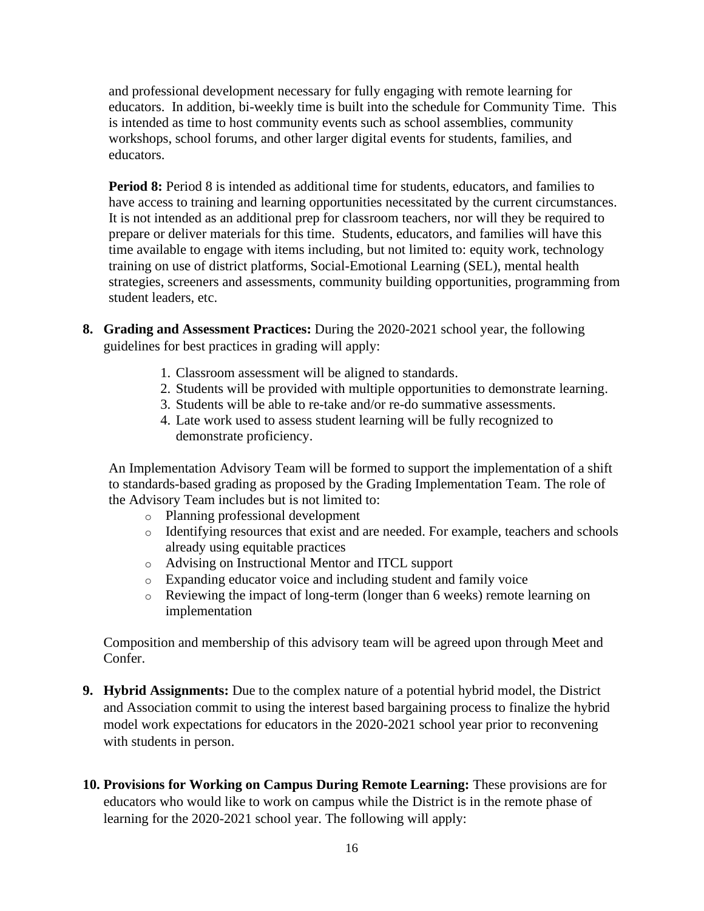and professional development necessary for fully engaging with remote learning for educators. In addition, bi-weekly time is built into the schedule for Community Time. This is intended as time to host community events such as school assemblies, community workshops, school forums, and other larger digital events for students, families, and educators.

**Period 8:** Period 8 is intended as additional time for students, educators, and families to have access to training and learning opportunities necessitated by the current circumstances. It is not intended as an additional prep for classroom teachers, nor will they be required to prepare or deliver materials for this time. Students, educators, and families will have this time available to engage with items including, but not limited to: equity work, technology training on use of district platforms, Social-Emotional Learning (SEL), mental health strategies, screeners and assessments, community building opportunities, programming from student leaders, etc.

8. **Grading and Assessment Practices:** During the 2020-2021 school year, the following guidelines for best practices in grading will apply:

    1. Classroom assessment will be aligned to standards.
    2. Students will be provided with multiple opportunities to demonstrate learning.
    3. Students will be able to re-take and/or re-do summative assessments.
    4. Late work used to assess student learning will be fully recognized to demonstrate proficiency.

    An Implementation Advisory Team will be formed to support the implementation of a shift to standards-based grading as proposed by the Grading Implementation Team. The role of the Advisory Team includes but is not limited to:

    - Planning professional development
    - Identifying resources that exist and are needed. For example, teachers and schools already using equitable practices
    - Advising on Instructional Mentor and ITCL support
    - Expanding educator voice and including student and family voice
    - Reviewing the impact of long-term (longer than 6 weeks) remote learning on implementation

    Composition and membership of this advisory team will be agreed upon through Meet and Confer.

9. **Hybrid Assignments:** Due to the complex nature of a potential hybrid model, the District and Association commit to using the interest based bargaining process to finalize the hybrid model work expectations for educators in the 2020-2021 school year prior to reconvening with students in person.

10. **Provisions for Working on Campus During Remote Learning:** These provisions are for educators who would like to work on campus while the District is in the remote phase of learning for the 2020-2021 school year. The following will apply: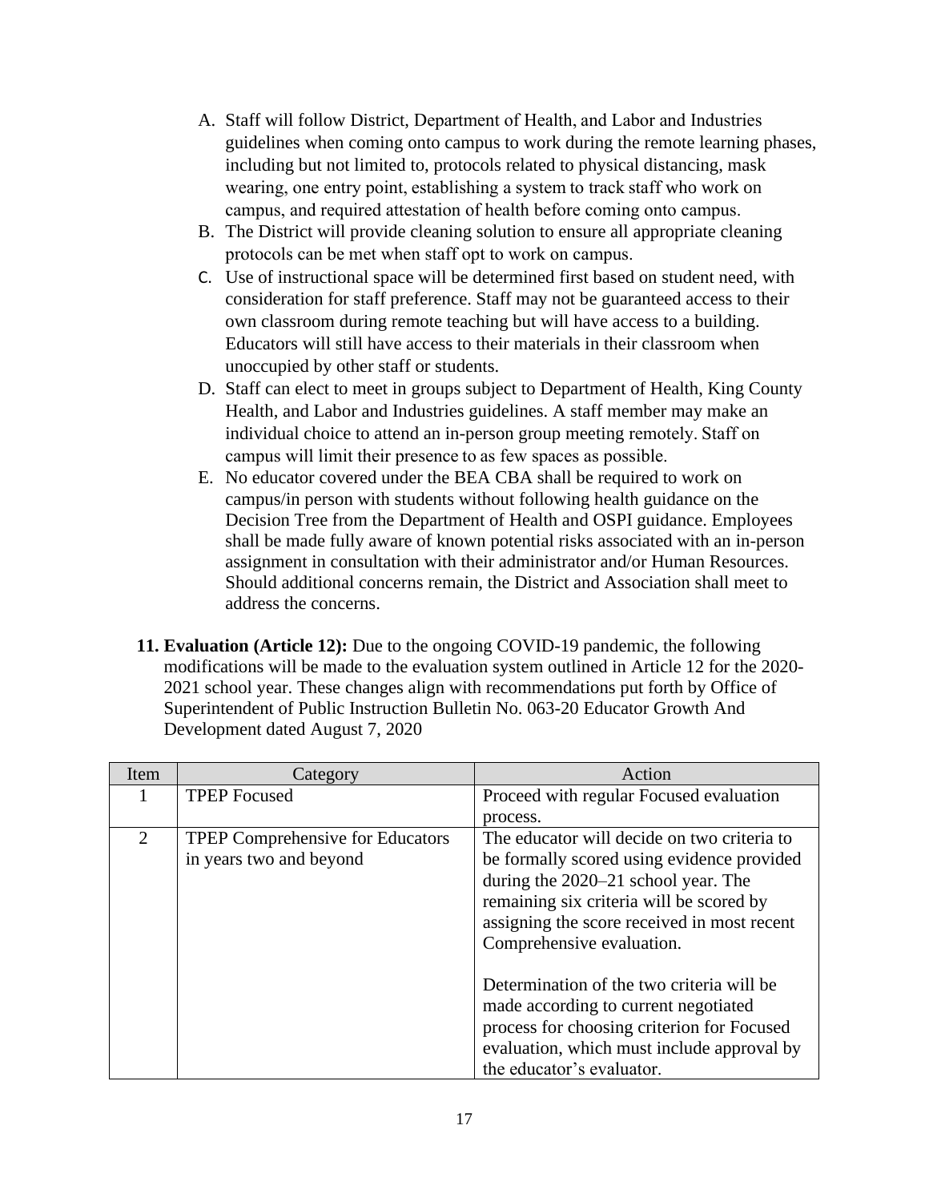A. Staff will follow District, Department of Health, and Labor and Industries guidelines when coming onto campus to work during the remote learning phases, including but not limited to, protocols related to physical distancing, mask wearing, one entry point, establishing a system to track staff who work on campus, and required attestation of health before coming onto campus.
B. The District will provide cleaning solution to ensure all appropriate cleaning protocols can be met when staff opt to work on campus.
C. Use of instructional space will be determined first based on student need, with consideration for staff preference. Staff may not be guaranteed access to their own classroom during remote teaching but will have access to a building. Educators will still have access to their materials in their classroom when unoccupied by other staff or students.
D. Staff can elect to meet in groups subject to Department of Health, King County Health, and Labor and Industries guidelines. A staff member may make an individual choice to attend an in-person group meeting remotely. Staff on campus will limit their presence to as few spaces as possible.
E. No educator covered under the BEA CBA shall be required to work on campus/in person with students without following health guidance on the Decision Tree from the Department of Health and OSPI guidance. Employees shall be made fully aware of known potential risks associated with an in-person assignment in consultation with their administrator and/or Human Resources. Should additional concerns remain, the District and Association shall meet to address the concerns.

**11. Evaluation (Article 12):** Due to the ongoing COVID-19 pandemic, the following modifications will be made to the evaluation system outlined in Article 12 for the 2020-2021 school year. These changes align with recommendations put forth by Office of Superintendent of Public Instruction Bulletin No. 063-20 Educator Growth And Development dated August 7, 2020

| Item | Category | Action |
|---|---|---|
| 1 | TPEP Focused | Proceed with regular Focused evaluation process. |
| 2 | TPEP Comprehensive for Educators in years two and beyond | The educator will decide on two criteria to be formally scored using evidence provided during the 2020–21 school year. The remaining six criteria will be scored by assigning the score received in most recent Comprehensive evaluation.<br><br>Determination of the two criteria will be made according to current negotiated process for choosing criterion for Focused evaluation, which must include approval by the educator's evaluator. |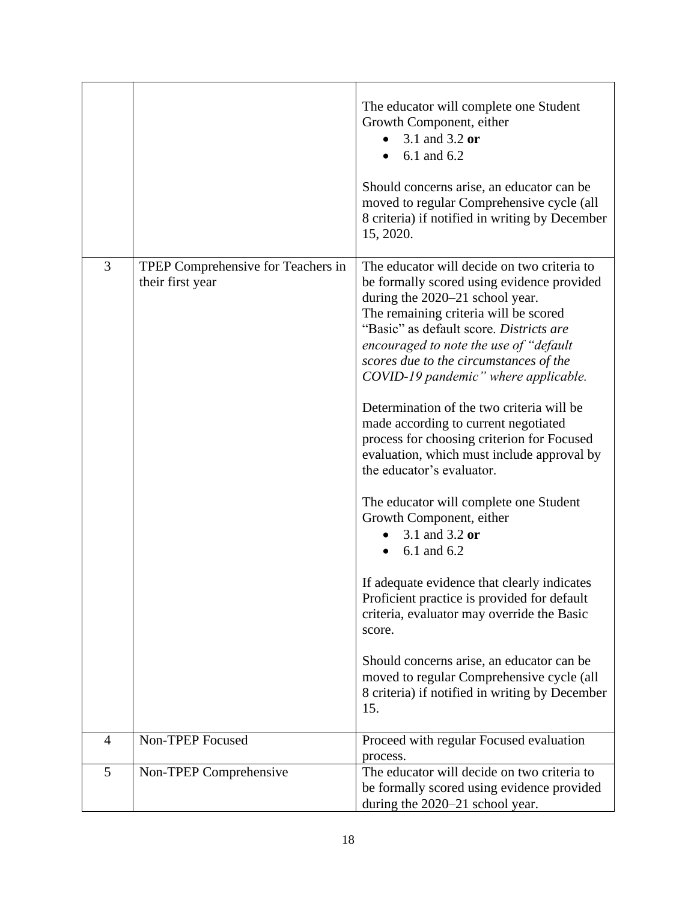| | | |
|---|---|---|
| | | The educator will complete one Student Growth Component, either<br>• 3.1 and 3.2 **or**<br>• 6.1 and 6.2<br><br>Should concerns arise, an educator can be moved to regular Comprehensive cycle (all 8 criteria) if notified in writing by December 15, 2020. |
| 3 | TPEP Comprehensive for Teachers in their first year | The educator will decide on two criteria to be formally scored using evidence provided during the 2020–21 school year.<br>The remaining criteria will be scored "Basic" as default score. *Districts are encouraged to note the use of "default scores due to the circumstances of the COVID-19 pandemic" where applicable.*<br><br>Determination of the two criteria will be made according to current negotiated process for choosing criterion for Focused evaluation, which must include approval by the educator's evaluator.<br><br>The educator will complete one Student Growth Component, either<br>• 3.1 and 3.2 **or**<br>• 6.1 and 6.2<br><br>If adequate evidence that clearly indicates Proficient practice is provided for default criteria, evaluator may override the Basic score.<br><br>Should concerns arise, an educator can be moved to regular Comprehensive cycle (all 8 criteria) if notified in writing by December 15. |
| 4 | Non-TPEP Focused | Proceed with regular Focused evaluation process. |
| 5 | Non-TPEP Comprehensive | The educator will decide on two criteria to be formally scored using evidence provided during the 2020–21 school year. |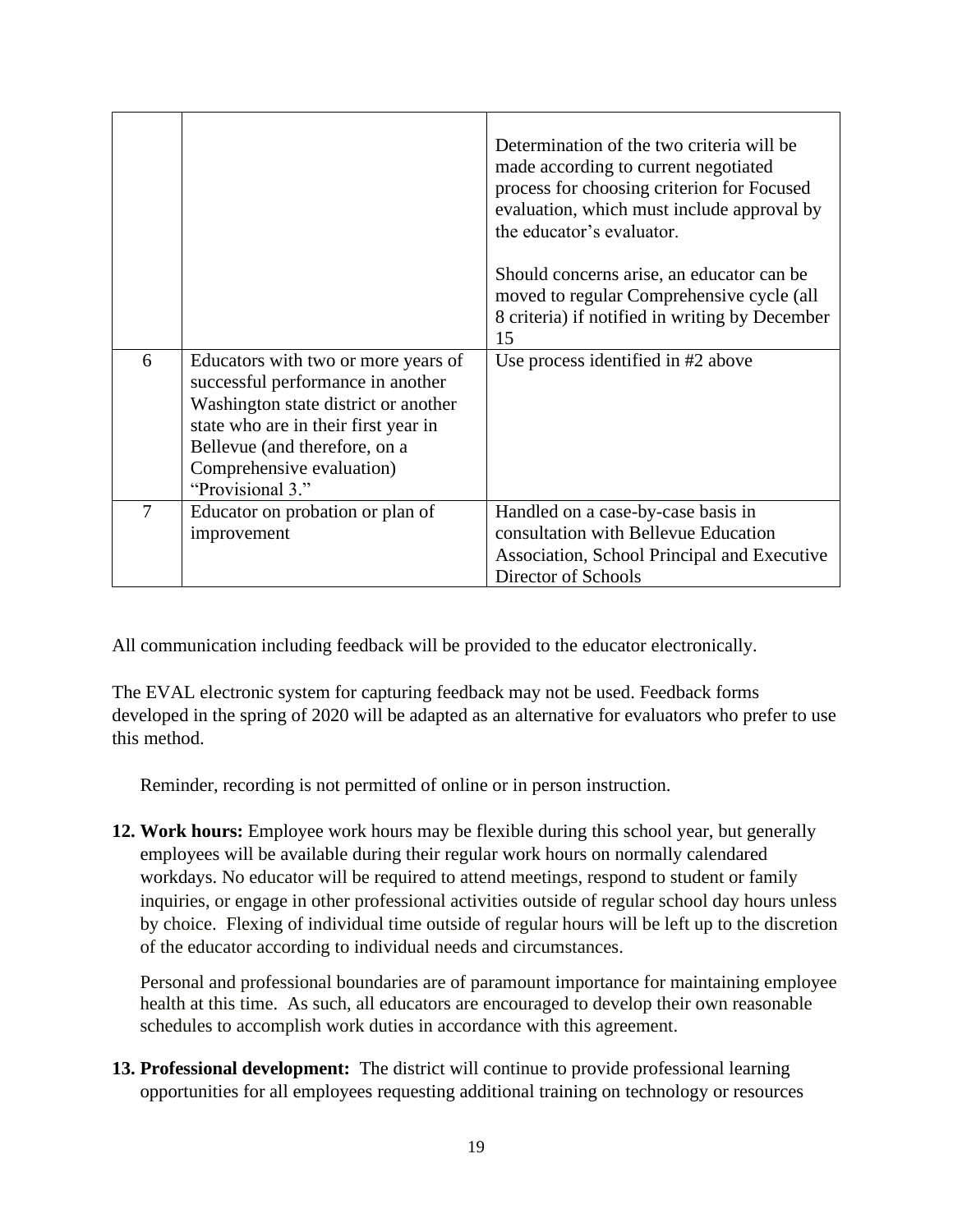| | | |
|---|---|---|
| | | Determination of the two criteria will be made according to current negotiated process for choosing criterion for Focused evaluation, which must include approval by the educator's evaluator.<br><br>Should concerns arise, an educator can be moved to regular Comprehensive cycle (all 8 criteria) if notified in writing by December 15 |
| 6 | Educators with two or more years of successful performance in another Washington state district or another state who are in their first year in Bellevue (and therefore, on a Comprehensive evaluation) "Provisional 3." | Use process identified in #2 above |
| 7 | Educator on probation or plan of improvement | Handled on a case-by-case basis in consultation with Bellevue Education Association, School Principal and Executive Director of Schools |

All communication including feedback will be provided to the educator electronically.

The EVAL electronic system for capturing feedback may not be used. Feedback forms developed in the spring of 2020 will be adapted as an alternative for evaluators who prefer to use this method.

Reminder, recording is not permitted of online or in person instruction.

12. **Work hours:** Employee work hours may be flexible during this school year, but generally employees will be available during their regular work hours on normally calendared workdays. No educator will be required to attend meetings, respond to student or family inquiries, or engage in other professional activities outside of regular school day hours unless by choice. Flexing of individual time outside of regular hours will be left up to the discretion of the educator according to individual needs and circumstances.

    Personal and professional boundaries are of paramount importance for maintaining employee health at this time. As such, all educators are encouraged to develop their own reasonable schedules to accomplish work duties in accordance with this agreement.

13. **Professional development:** The district will continue to provide professional learning opportunities for all employees requesting additional training on technology or resources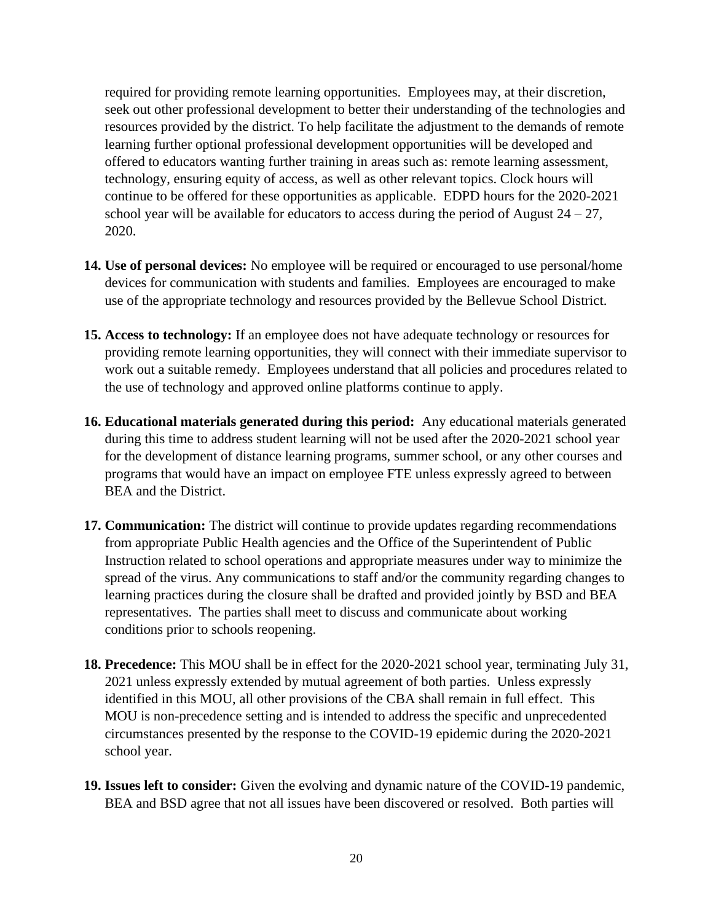required for providing remote learning opportunities. Employees may, at their discretion, seek out other professional development to better their understanding of the technologies and resources provided by the district. To help facilitate the adjustment to the demands of remote learning further optional professional development opportunities will be developed and offered to educators wanting further training in areas such as: remote learning assessment, technology, ensuring equity of access, as well as other relevant topics. Clock hours will continue to be offered for these opportunities as applicable. EDPD hours for the 2020-2021 school year will be available for educators to access during the period of August 24 – 27, 2020.

14. **Use of personal devices:** No employee will be required or encouraged to use personal/home devices for communication with students and families. Employees are encouraged to make use of the appropriate technology and resources provided by the Bellevue School District.

15. **Access to technology:** If an employee does not have adequate technology or resources for providing remote learning opportunities, they will connect with their immediate supervisor to work out a suitable remedy. Employees understand that all policies and procedures related to the use of technology and approved online platforms continue to apply.

16. **Educational materials generated during this period:** Any educational materials generated during this time to address student learning will not be used after the 2020-2021 school year for the development of distance learning programs, summer school, or any other courses and programs that would have an impact on employee FTE unless expressly agreed to between BEA and the District.

17. **Communication:** The district will continue to provide updates regarding recommendations from appropriate Public Health agencies and the Office of the Superintendent of Public Instruction related to school operations and appropriate measures under way to minimize the spread of the virus. Any communications to staff and/or the community regarding changes to learning practices during the closure shall be drafted and provided jointly by BSD and BEA representatives. The parties shall meet to discuss and communicate about working conditions prior to schools reopening.

18. **Precedence:** This MOU shall be in effect for the 2020-2021 school year, terminating July 31, 2021 unless expressly extended by mutual agreement of both parties. Unless expressly identified in this MOU, all other provisions of the CBA shall remain in full effect. This MOU is non-precedence setting and is intended to address the specific and unprecedented circumstances presented by the response to the COVID-19 epidemic during the 2020-2021 school year.

19. **Issues left to consider:** Given the evolving and dynamic nature of the COVID-19 pandemic, BEA and BSD agree that not all issues have been discovered or resolved. Both parties will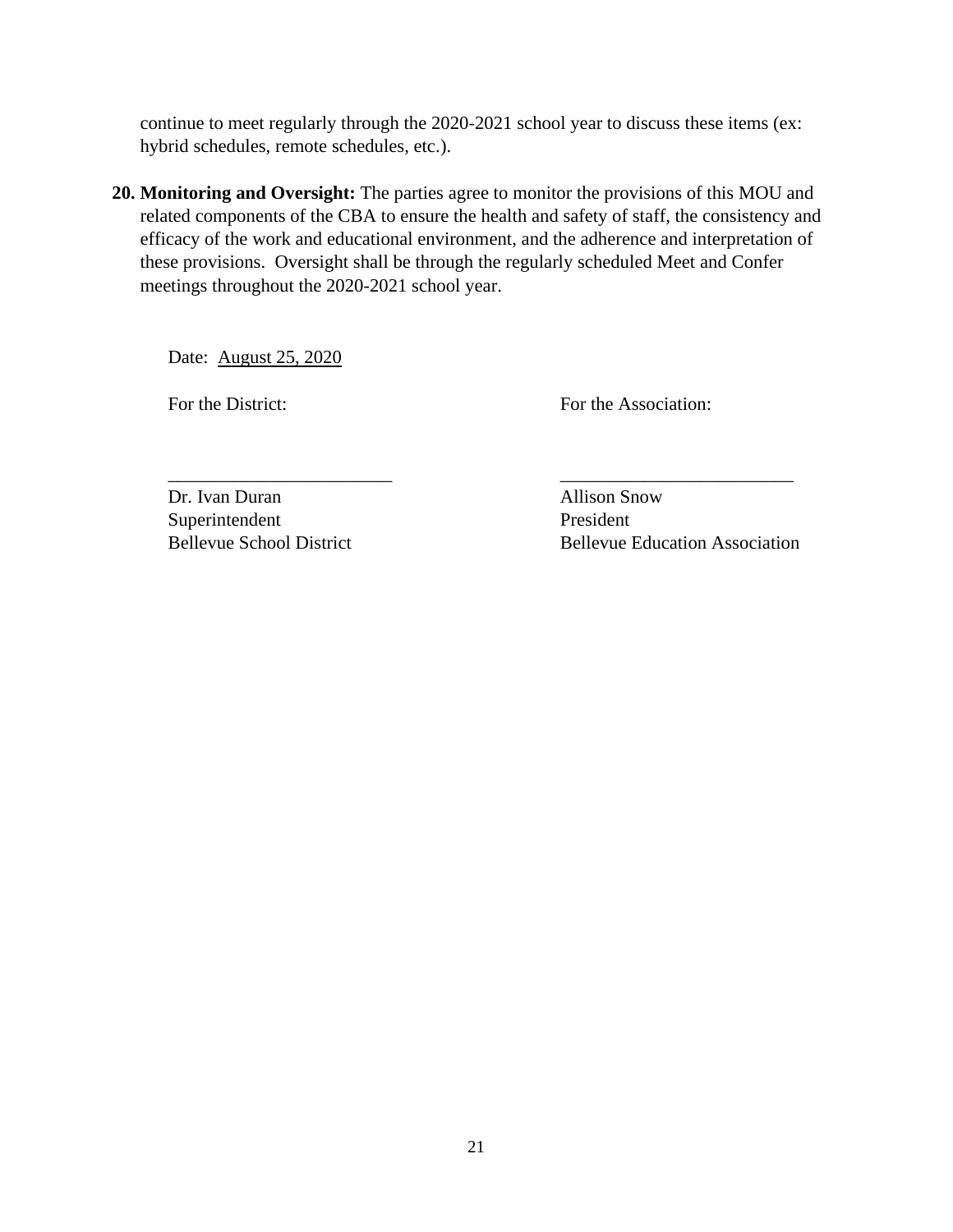continue to meet regularly through the 2020-2021 school year to discuss these items (ex: hybrid schedules, remote schedules, etc.).

20. **Monitoring and Oversight:** The parties agree to monitor the provisions of this MOU and related components of the CBA to ensure the health and safety of staff, the consistency and efficacy of the work and educational environment, and the adherence and interpretation of these provisions. Oversight shall be through the regularly scheduled Meet and Confer meetings throughout the 2020-2021 school year.

Date: August 25, 2020

| | |
|---|---|
| For the District: | For the Association: |
| ________________________ | ________________________ |
| Dr. Ivan Duran | Allison Snow |
| Superintendent | President |
| Bellevue School District | Bellevue Education Association |